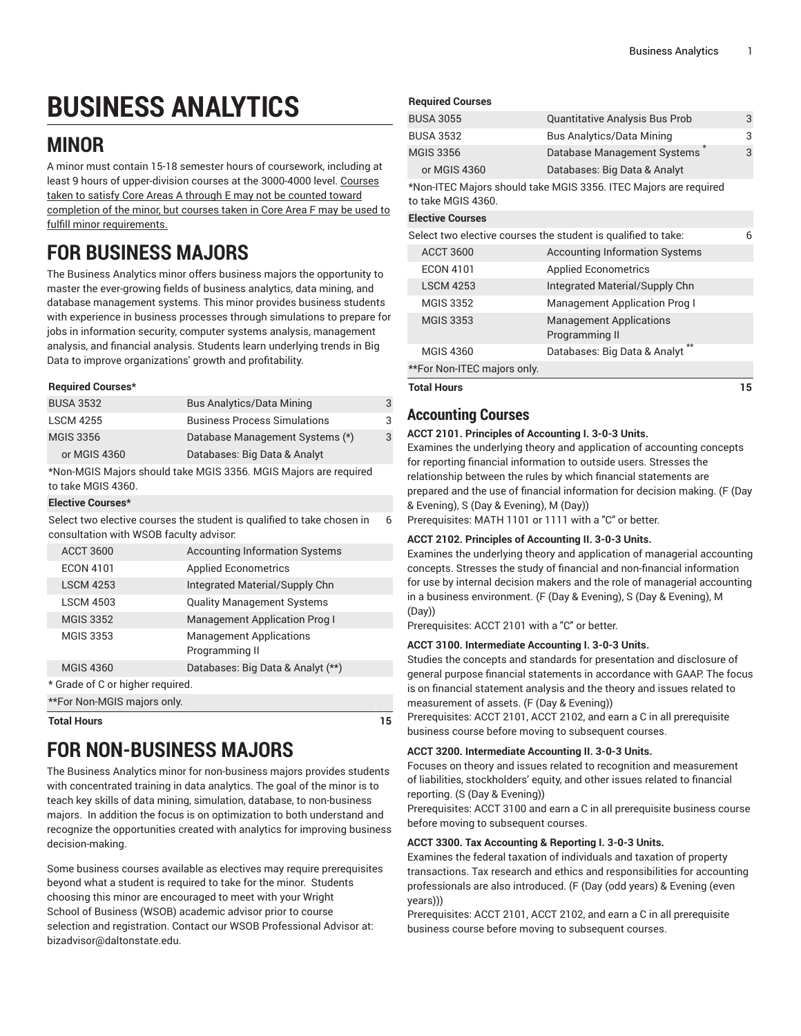# BUSINESS ANALYTICS

## MINOR

A minor must contain 15-18 semester hours of coursework, including at least 9 hours of upper-division courses at the 3000-4000 level. Courses taken to satisfy Core Areas A through E may not be counted toward completion of the minor, but courses taken in Core Area F may be used to fulfill minor requirements.

## FOR BUSINESS MAJORS

The Business Analytics minor offers business majors the opportunity to master the ever-growing fields of business analytics, data mining, and database management systems. This minor provides business students with experience in business processes through simulations to prepare for jobs in information security, computer systems analysis, management analysis, and financial analysis. Students learn underlying trends in Big Data to improve organizations' growth and profitability.

| | | |
|---|---|---|
| **Required Courses*** | | |
| BUSA 3532 | Bus Analytics/Data Mining | 3 |
| LSCM 4255 | Business Process Simulations | 3 |
| MGIS 3356 | Database Management Systems (*) | 3 |
| or MGIS 4360 | Databases: Big Data & Analyt | |
| *Non-MGIS Majors should take MGIS 3356. MGIS Majors are required to take MGIS 4360. | | |
| **Elective Courses*** | | |
| Select two elective courses the student is qualified to take chosen in consultation with WSOB faculty advisor: | | 6 |
| ACCT 3600 | Accounting Information Systems | |
| ECON 4101 | Applied Econometrics | |
| LSCM 4253 | Integrated Material/Supply Chn | |
| LSCM 4503 | Quality Management Systems | |
| MGIS 3352 | Management Application Prog I | |
| MGIS 3353 | Management Applications Programming II | |
| MGIS 4360 | Databases: Big Data & Analyt (**) | |
| * Grade of C or higher required. | | |
| **For Non-MGIS majors only. | | |
| **Total Hours** | | **15** |

## FOR NON-BUSINESS MAJORS

The Business Analytics minor for non-business majors provides students with concentrated training in data analytics. The goal of the minor is to teach key skills of data mining, simulation, database, to non-business majors. In addition the focus is on optimization to both understand and recognize the opportunities created with analytics for improving business decision-making.

Some business courses available as electives may require prerequisites beyond what a student is required to take for the minor. Students choosing this minor are encouraged to meet with your Wright School of Business (WSOB) academic advisor prior to course selection and registration. Contact our WSOB Professional Advisor at: bizadvisor@daltonstate.edu.

| | | |
|---|---|---|
| **Required Courses** | | |
| BUSA 3055 | Quantitative Analysis Bus Prob | 3 |
| BUSA 3532 | Bus Analytics/Data Mining | 3 |
| MGIS 3356 | Database Management Systems * | 3 |
| or MGIS 4360 | Databases: Big Data & Analyt | |
| *Non-ITEC Majors should take MGIS 3356. ITEC Majors are required to take MGIS 4360. | | |
| **Elective Courses** | | |
| Select two elective courses the student is qualified to take: | | 6 |
| ACCT 3600 | Accounting Information Systems | |
| ECON 4101 | Applied Econometrics | |
| LSCM 4253 | Integrated Material/Supply Chn | |
| MGIS 3352 | Management Application Prog I | |
| MGIS 3353 | Management Applications Programming II | |
| MGIS 4360 | Databases: Big Data & Analyt ** | |
| **For Non-ITEC majors only. | | |
| **Total Hours** | | **15** |

### Accounting Courses

**ACCT 2101. Principles of Accounting I. 3-0-3 Units.**

Examines the underlying theory and application of accounting concepts for reporting financial information to outside users. Stresses the relationship between the rules by which financial statements are prepared and the use of financial information for decision making. (F (Day & Evening), S (Day & Evening), M (Day))

Prerequisites: MATH 1101 or 1111 with a "C" or better.

**ACCT 2102. Principles of Accounting II. 3-0-3 Units.**

Examines the underlying theory and application of managerial accounting concepts. Stresses the study of financial and non-financial information for use by internal decision makers and the role of managerial accounting in a business environment. (F (Day & Evening), S (Day & Evening), M (Day))

Prerequisites: ACCT 2101 with a "C" or better.

**ACCT 3100. Intermediate Accounting I. 3-0-3 Units.**

Studies the concepts and standards for presentation and disclosure of general purpose financial statements in accordance with GAAP. The focus is on financial statement analysis and the theory and issues related to measurement of assets. (F (Day & Evening))

Prerequisites: ACCT 2101, ACCT 2102, and earn a C in all prerequisite business course before moving to subsequent courses.

**ACCT 3200. Intermediate Accounting II. 3-0-3 Units.**

Focuses on theory and issues related to recognition and measurement of liabilities, stockholders' equity, and other issues related to financial reporting. (S (Day & Evening))

Prerequisites: ACCT 3100 and earn a C in all prerequisite business course before moving to subsequent courses.

**ACCT 3300. Tax Accounting & Reporting I. 3-0-3 Units.**

Examines the federal taxation of individuals and taxation of property transactions. Tax research and ethics and responsibilities for accounting professionals are also introduced. (F (Day (odd years) & Evening (even years)))

Prerequisites: ACCT 2101, ACCT 2102, and earn a C in all prerequisite business course before moving to subsequent courses.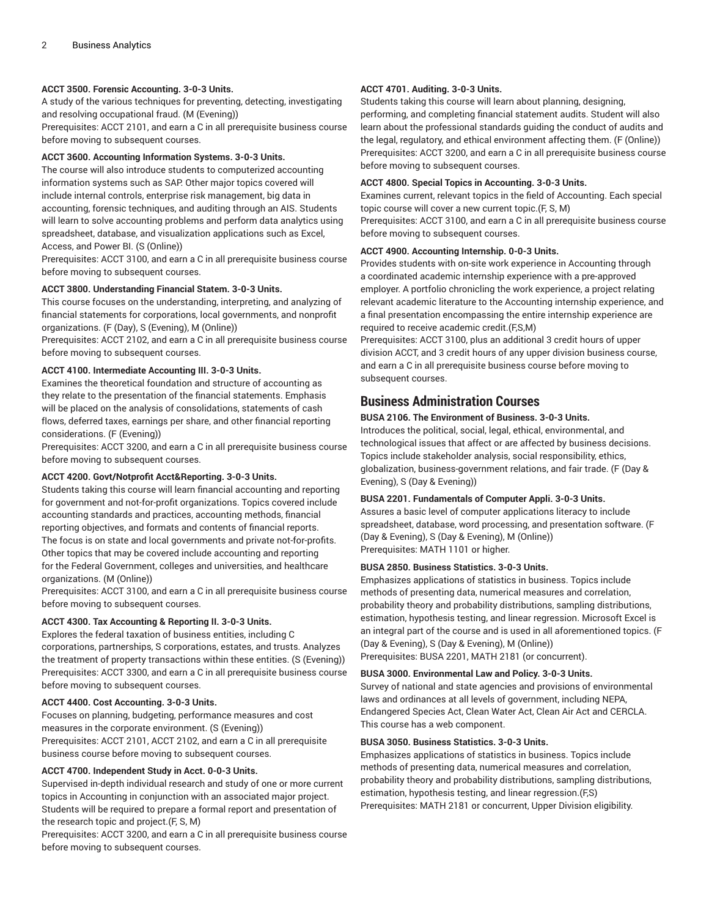**ACCT 3500. Forensic Accounting. 3-0-3 Units.**

A study of the various techniques for preventing, detecting, investigating and resolving occupational fraud. (M (Evening))

Prerequisites: ACCT 2101, and earn a C in all prerequisite business course before moving to subsequent courses.

**ACCT 3600. Accounting Information Systems. 3-0-3 Units.**

The course will also introduce students to computerized accounting information systems such as SAP. Other major topics covered will include internal controls, enterprise risk management, big data in accounting, forensic techniques, and auditing through an AIS. Students will learn to solve accounting problems and perform data analytics using spreadsheet, database, and visualization applications such as Excel, Access, and Power BI. (S (Online))

Prerequisites: ACCT 3100, and earn a C in all prerequisite business course before moving to subsequent courses.

**ACCT 3800. Understanding Financial Statem. 3-0-3 Units.**

This course focuses on the understanding, interpreting, and analyzing of financial statements for corporations, local governments, and nonprofit organizations. (F (Day), S (Evening), M (Online))

Prerequisites: ACCT 2102, and earn a C in all prerequisite business course before moving to subsequent courses.

**ACCT 4100. Intermediate Accounting III. 3-0-3 Units.**

Examines the theoretical foundation and structure of accounting as they relate to the presentation of the financial statements. Emphasis will be placed on the analysis of consolidations, statements of cash flows, deferred taxes, earnings per share, and other financial reporting considerations. (F (Evening))

Prerequisites: ACCT 3200, and earn a C in all prerequisite business course before moving to subsequent courses.

**ACCT 4200. Govt/Notprofit Acct&Reporting. 3-0-3 Units.**

Students taking this course will learn financial accounting and reporting for government and not-for-profit organizations. Topics covered include accounting standards and practices, accounting methods, financial reporting objectives, and formats and contents of financial reports. The focus is on state and local governments and private not-for-profits. Other topics that may be covered include accounting and reporting for the Federal Government, colleges and universities, and healthcare organizations. (M (Online))

Prerequisites: ACCT 3100, and earn a C in all prerequisite business course before moving to subsequent courses.

**ACCT 4300. Tax Accounting & Reporting II. 3-0-3 Units.**

Explores the federal taxation of business entities, including C corporations, partnerships, S corporations, estates, and trusts. Analyzes the treatment of property transactions within these entities. (S (Evening))

Prerequisites: ACCT 3300, and earn a C in all prerequisite business course before moving to subsequent courses.

**ACCT 4400. Cost Accounting. 3-0-3 Units.**

Focuses on planning, budgeting, performance measures and cost measures in the corporate environment. (S (Evening))

Prerequisites: ACCT 2101, ACCT 2102, and earn a C in all prerequisite business course before moving to subsequent courses.

**ACCT 4700. Independent Study in Acct. 0-0-3 Units.**

Supervised in-depth individual research and study of one or more current topics in Accounting in conjunction with an associated major project. Students will be required to prepare a formal report and presentation of the research topic and project.(F, S, M)

Prerequisites: ACCT 3200, and earn a C in all prerequisite business course before moving to subsequent courses.

**ACCT 4701. Auditing. 3-0-3 Units.**

Students taking this course will learn about planning, designing, performing, and completing financial statement audits. Student will also learn about the professional standards guiding the conduct of audits and the legal, regulatory, and ethical environment affecting them. (F (Online))

Prerequisites: ACCT 3200, and earn a C in all prerequisite business course before moving to subsequent courses.

**ACCT 4800. Special Topics in Accounting. 3-0-3 Units.**

Examines current, relevant topics in the field of Accounting. Each special topic course will cover a new current topic.(F, S, M)

Prerequisites: ACCT 3100, and earn a C in all prerequisite business course before moving to subsequent courses.

**ACCT 4900. Accounting Internship. 0-0-3 Units.**

Provides students with on-site work experience in Accounting through a coordinated academic internship experience with a pre-approved employer. A portfolio chronicling the work experience, a project relating relevant academic literature to the Accounting internship experience, and a final presentation encompassing the entire internship experience are required to receive academic credit.(F,S,M)

Prerequisites: ACCT 3100, plus an additional 3 credit hours of upper division ACCT, and 3 credit hours of any upper division business course, and earn a C in all prerequisite business course before moving to subsequent courses.

## Business Administration Courses

**BUSA 2106. The Environment of Business. 3-0-3 Units.**

Introduces the political, social, legal, ethical, environmental, and technological issues that affect or are affected by business decisions. Topics include stakeholder analysis, social responsibility, ethics, globalization, business-government relations, and fair trade. (F (Day & Evening), S (Day & Evening))

**BUSA 2201. Fundamentals of Computer Appli. 3-0-3 Units.**

Assures a basic level of computer applications literacy to include spreadsheet, database, word processing, and presentation software. (F (Day & Evening), S (Day & Evening), M (Online))

Prerequisites: MATH 1101 or higher.

**BUSA 2850. Business Statistics. 3-0-3 Units.**

Emphasizes applications of statistics in business. Topics include methods of presenting data, numerical measures and correlation, probability theory and probability distributions, sampling distributions, estimation, hypothesis testing, and linear regression. Microsoft Excel is an integral part of the course and is used in all aforementioned topics. (F (Day & Evening), S (Day & Evening), M (Online))

Prerequisites: BUSA 2201, MATH 2181 (or concurrent).

**BUSA 3000. Environmental Law and Policy. 3-0-3 Units.**

Survey of national and state agencies and provisions of environmental laws and ordinances at all levels of government, including NEPA, Endangered Species Act, Clean Water Act, Clean Air Act and CERCLA. This course has a web component.

**BUSA 3050. Business Statistics. 3-0-3 Units.**

Emphasizes applications of statistics in business. Topics include methods of presenting data, numerical measures and correlation, probability theory and probability distributions, sampling distributions, estimation, hypothesis testing, and linear regression.(F,S)

Prerequisites: MATH 2181 or concurrent, Upper Division eligibility.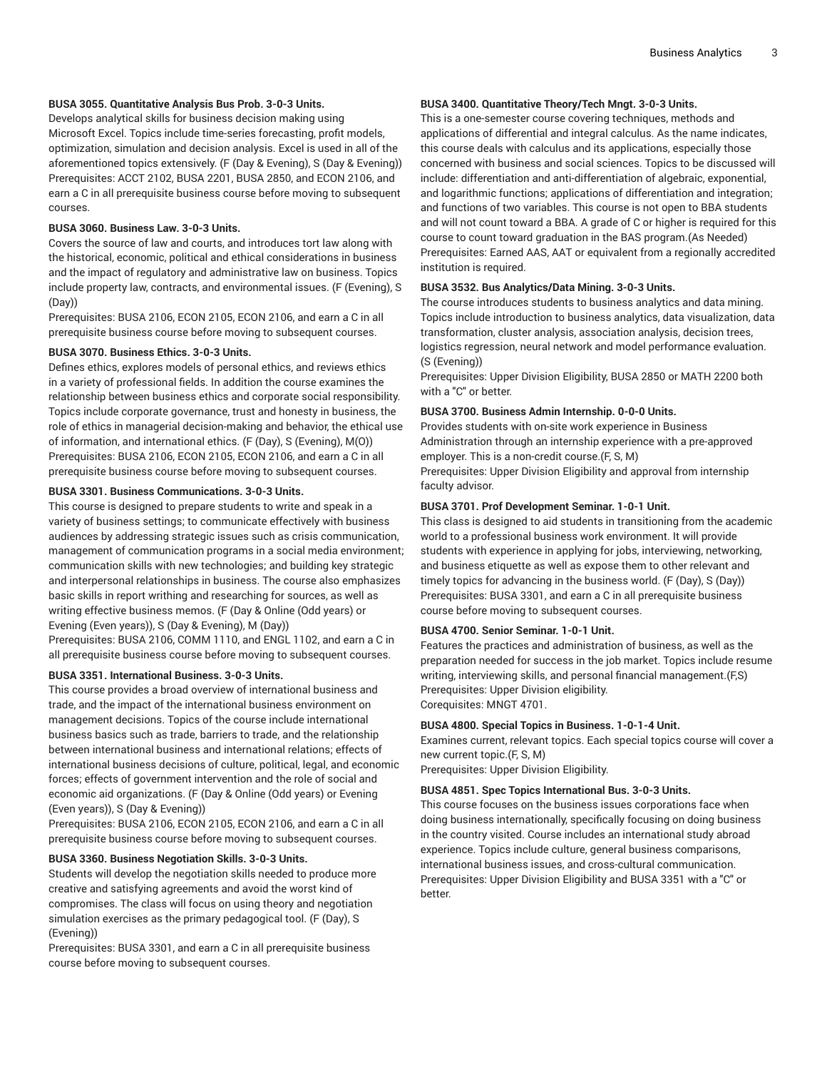**BUSA 3055. Quantitative Analysis Bus Prob. 3-0-3 Units.**

Develops analytical skills for business decision making using Microsoft Excel. Topics include time-series forecasting, profit models, optimization, simulation and decision analysis. Excel is used in all of the aforementioned topics extensively. (F (Day & Evening), S (Day & Evening))

Prerequisites: ACCT 2102, BUSA 2201, BUSA 2850, and ECON 2106, and earn a C in all prerequisite business course before moving to subsequent courses.

**BUSA 3060. Business Law. 3-0-3 Units.**

Covers the source of law and courts, and introduces tort law along with the historical, economic, political and ethical considerations in business and the impact of regulatory and administrative law on business. Topics include property law, contracts, and environmental issues. (F (Evening), S (Day))

Prerequisites: BUSA 2106, ECON 2105, ECON 2106, and earn a C in all prerequisite business course before moving to subsequent courses.

**BUSA 3070. Business Ethics. 3-0-3 Units.**

Defines ethics, explores models of personal ethics, and reviews ethics in a variety of professional fields. In addition the course examines the relationship between business ethics and corporate social responsibility. Topics include corporate governance, trust and honesty in business, the role of ethics in managerial decision-making and behavior, the ethical use of information, and international ethics. (F (Day), S (Evening), M(O))

Prerequisites: BUSA 2106, ECON 2105, ECON 2106, and earn a C in all prerequisite business course before moving to subsequent courses.

**BUSA 3301. Business Communications. 3-0-3 Units.**

This course is designed to prepare students to write and speak in a variety of business settings; to communicate effectively with business audiences by addressing strategic issues such as crisis communication, management of communication programs in a social media environment; communication skills with new technologies; and building key strategic and interpersonal relationships in business. The course also emphasizes basic skills in report writhing and researching for sources, as well as writing effective business memos. (F (Day & Online (Odd years) or Evening (Even years)), S (Day & Evening), M (Day))

Prerequisites: BUSA 2106, COMM 1110, and ENGL 1102, and earn a C in all prerequisite business course before moving to subsequent courses.

**BUSA 3351. International Business. 3-0-3 Units.**

This course provides a broad overview of international business and trade, and the impact of the international business environment on management decisions. Topics of the course include international business basics such as trade, barriers to trade, and the relationship between international business and international relations; effects of international business decisions of culture, political, legal, and economic forces; effects of government intervention and the role of social and economic aid organizations. (F (Day & Online (Odd years) or Evening (Even years)), S (Day & Evening))

Prerequisites: BUSA 2106, ECON 2105, ECON 2106, and earn a C in all prerequisite business course before moving to subsequent courses.

**BUSA 3360. Business Negotiation Skills. 3-0-3 Units.**

Students will develop the negotiation skills needed to produce more creative and satisfying agreements and avoid the worst kind of compromises. The class will focus on using theory and negotiation simulation exercises as the primary pedagogical tool. (F (Day), S (Evening))

Prerequisites: BUSA 3301, and earn a C in all prerequisite business course before moving to subsequent courses.

**BUSA 3400. Quantitative Theory/Tech Mngt. 3-0-3 Units.**

This is a one-semester course covering techniques, methods and applications of differential and integral calculus. As the name indicates, this course deals with calculus and its applications, especially those concerned with business and social sciences. Topics to be discussed will include: differentiation and anti-differentiation of algebraic, exponential, and logarithmic functions; applications of differentiation and integration; and functions of two variables. This course is not open to BBA students and will not count toward a BBA. A grade of C or higher is required for this course to count toward graduation in the BAS program.(As Needed)

Prerequisites: Earned AAS, AAT or equivalent from a regionally accredited institution is required.

**BUSA 3532. Bus Analytics/Data Mining. 3-0-3 Units.**

The course introduces students to business analytics and data mining. Topics include introduction to business analytics, data visualization, data transformation, cluster analysis, association analysis, decision trees, logistics regression, neural network and model performance evaluation. (S (Evening))

Prerequisites: Upper Division Eligibility, BUSA 2850 or MATH 2200 both with a "C" or better.

**BUSA 3700. Business Admin Internship. 0-0-0 Units.**

Provides students with on-site work experience in Business Administration through an internship experience with a pre-approved employer. This is a non-credit course.(F, S, M)

Prerequisites: Upper Division Eligibility and approval from internship faculty advisor.

**BUSA 3701. Prof Development Seminar. 1-0-1 Unit.**

This class is designed to aid students in transitioning from the academic world to a professional business work environment. It will provide students with experience in applying for jobs, interviewing, networking, and business etiquette as well as expose them to other relevant and timely topics for advancing in the business world. (F (Day), S (Day))

Prerequisites: BUSA 3301, and earn a C in all prerequisite business course before moving to subsequent courses.

**BUSA 4700. Senior Seminar. 1-0-1 Unit.**

Features the practices and administration of business, as well as the preparation needed for success in the job market. Topics include resume writing, interviewing skills, and personal financial management.(F,S)

Prerequisites: Upper Division eligibility.

Corequisites: MNGT 4701.

**BUSA 4800. Special Topics in Business. 1-0-1-4 Unit.**

Examines current, relevant topics. Each special topics course will cover a new current topic.(F, S, M)

Prerequisites: Upper Division Eligibility.

**BUSA 4851. Spec Topics International Bus. 3-0-3 Units.**

This course focuses on the business issues corporations face when doing business internationally, specifically focusing on doing business in the country visited. Course includes an international study abroad experience. Topics include culture, general business comparisons, international business issues, and cross-cultural communication.

Prerequisites: Upper Division Eligibility and BUSA 3351 with a "C" or better.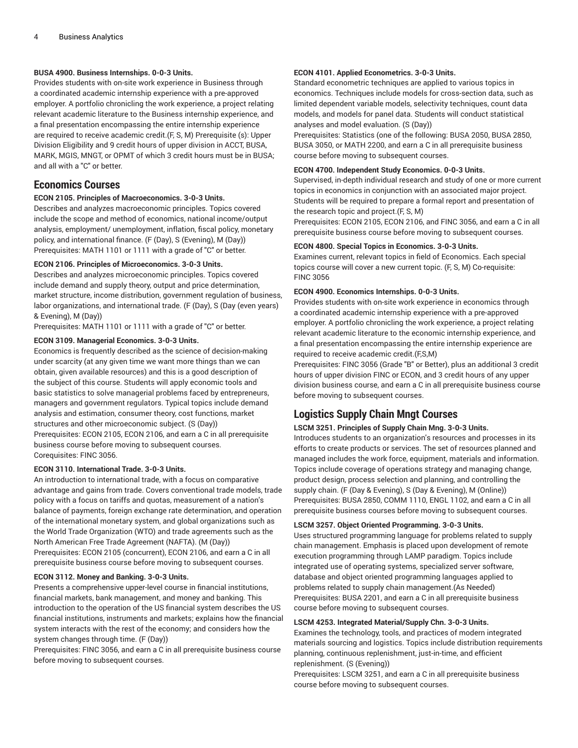**BUSA 4900. Business Internships. 0-0-3 Units.**
Provides students with on-site work experience in Business through a coordinated academic internship experience with a pre-approved employer. A portfolio chronicling the work experience, a project relating relevant academic literature to the Business internship experience, and a final presentation encompassing the entire internship experience are required to receive academic credit.(F, S, M) Prerequisite (s): Upper Division Eligibility and 9 credit hours of upper division in ACCT, BUSA, MARK, MGIS, MNGT, or OPMT of which 3 credit hours must be in BUSA; and all with a "C" or better.

## Economics Courses

**ECON 2105. Principles of Macroeconomics. 3-0-3 Units.**
Describes and analyzes macroeconomic principles. Topics covered include the scope and method of economics, national income/output analysis, employment/ unemployment, inflation, fiscal policy, monetary policy, and international finance. (F (Day), S (Evening), M (Day))
Prerequisites: MATH 1101 or 1111 with a grade of "C" or better.

**ECON 2106. Principles of Microeconomics. 3-0-3 Units.**
Describes and analyzes microeconomic principles. Topics covered include demand and supply theory, output and price determination, market structure, income distribution, government regulation of business, labor organizations, and international trade. (F (Day), S (Day (even years) & Evening), M (Day))
Prerequisites: MATH 1101 or 1111 with a grade of "C" or better.

**ECON 3109. Managerial Economics. 3-0-3 Units.**
Economics is frequently described as the science of decision-making under scarcity (at any given time we want more things than we can obtain, given available resources) and this is a good description of the subject of this course. Students will apply economic tools and basic statistics to solve managerial problems faced by entrepreneurs, managers and government regulators. Typical topics include demand analysis and estimation, consumer theory, cost functions, market structures and other microeconomic subject. (S (Day))
Prerequisites: ECON 2105, ECON 2106, and earn a C in all prerequisite business course before moving to subsequent courses.
Corequisites: FINC 3056.

**ECON 3110. International Trade. 3-0-3 Units.**
An introduction to international trade, with a focus on comparative advantage and gains from trade. Covers conventional trade models, trade policy with a focus on tariffs and quotas, measurement of a nation's balance of payments, foreign exchange rate determination, and operation of the international monetary system, and global organizations such as the World Trade Organization (WTO) and trade agreements such as the North American Free Trade Agreement (NAFTA). (M (Day))
Prerequisites: ECON 2105 (concurrent), ECON 2106, and earn a C in all prerequisite business course before moving to subsequent courses.

**ECON 3112. Money and Banking. 3-0-3 Units.**
Presents a comprehensive upper-level course in financial institutions, financial markets, bank management, and money and banking. This introduction to the operation of the US financial system describes the US financial institutions, instruments and markets; explains how the financial system interacts with the rest of the economy; and considers how the system changes through time. (F (Day))
Prerequisites: FINC 3056, and earn a C in all prerequisite business course before moving to subsequent courses.

**ECON 4101. Applied Econometrics. 3-0-3 Units.**
Standard econometric techniques are applied to various topics in economics. Techniques include models for cross-section data, such as limited dependent variable models, selectivity techniques, count data models, and models for panel data. Students will conduct statistical analyses and model evaluation. (S (Day))
Prerequisites: Statistics (one of the following: BUSA 2050, BUSA 2850, BUSA 3050, or MATH 2200, and earn a C in all prerequisite business course before moving to subsequent courses.

**ECON 4700. Independent Study Economics. 0-0-3 Units.**
Supervised, in-depth individual research and study of one or more current topics in economics in conjunction with an associated major project. Students will be required to prepare a formal report and presentation of the research topic and project.(F, S, M)
Prerequisites: ECON 2105, ECON 2106, and FINC 3056, and earn a C in all prerequisite business course before moving to subsequent courses.

**ECON 4800. Special Topics in Economics. 3-0-3 Units.**
Examines current, relevant topics in field of Economics. Each special topics course will cover a new current topic. (F, S, M) Co-requisite: FINC 3056

**ECON 4900. Economics Internships. 0-0-3 Units.**
Provides students with on-site work experience in economics through a coordinated academic internship experience with a pre-approved employer. A portfolio chronicling the work experience, a project relating relevant academic literature to the economic internship experience, and a final presentation encompassing the entire internship experience are required to receive academic credit.(F,S,M)
Prerequisites: FINC 3056 (Grade "B" or Better), plus an additional 3 credit hours of upper division FINC or ECON, and 3 credit hours of any upper division business course, and earn a C in all prerequisite business course before moving to subsequent courses.

## Logistics Supply Chain Mngt Courses

**LSCM 3251. Principles of Supply Chain Mng. 3-0-3 Units.**
Introduces students to an organization's resources and processes in its efforts to create products or services. The set of resources planned and managed includes the work force, equipment, materials and information. Topics include coverage of operations strategy and managing change, product design, process selection and planning, and controlling the supply chain. (F (Day & Evening), S (Day & Evening), M (Online))
Prerequisites: BUSA 2850, COMM 1110, ENGL 1102, and earn a C in all prerequisite business courses before moving to subsequent courses.

**LSCM 3257. Object Oriented Programming. 3-0-3 Units.**
Uses structured programming language for problems related to supply chain management. Emphasis is placed upon development of remote execution programming through LAMP paradigm. Topics include integrated use of operating systems, specialized server software, database and object oriented programming languages applied to problems related to supply chain management.(As Needed)
Prerequisites: BUSA 2201, and earn a C in all prerequisite business course before moving to subsequent courses.

**LSCM 4253. Integrated Material/Supply Chn. 3-0-3 Units.**
Examines the technology, tools, and practices of modern integrated materials sourcing and logistics. Topics include distribution requirements planning, continuous replenishment, just-in-time, and efficient replenishment. (S (Evening))
Prerequisites: LSCM 3251, and earn a C in all prerequisite business course before moving to subsequent courses.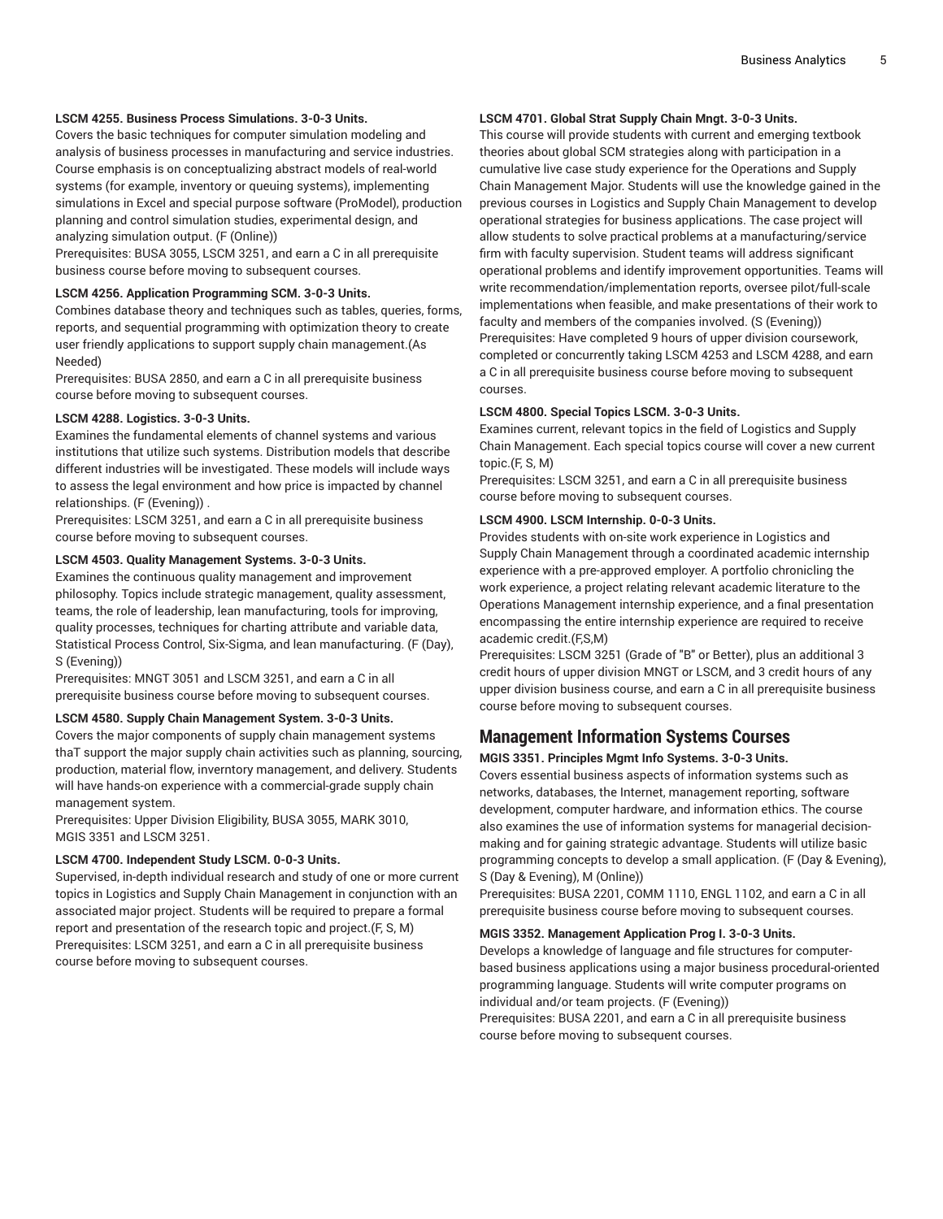**LSCM 4255. Business Process Simulations. 3-0-3 Units.**

Covers the basic techniques for computer simulation modeling and analysis of business processes in manufacturing and service industries. Course emphasis is on conceptualizing abstract models of real-world systems (for example, inventory or queuing systems), implementing simulations in Excel and special purpose software (ProModel), production planning and control simulation studies, experimental design, and analyzing simulation output. (F (Online))

Prerequisites: BUSA 3055, LSCM 3251, and earn a C in all prerequisite business course before moving to subsequent courses.

**LSCM 4256. Application Programming SCM. 3-0-3 Units.**

Combines database theory and techniques such as tables, queries, forms, reports, and sequential programming with optimization theory to create user friendly applications to support supply chain management.(As Needed)

Prerequisites: BUSA 2850, and earn a C in all prerequisite business course before moving to subsequent courses.

**LSCM 4288. Logistics. 3-0-3 Units.**

Examines the fundamental elements of channel systems and various institutions that utilize such systems. Distribution models that describe different industries will be investigated. These models will include ways to assess the legal environment and how price is impacted by channel relationships. (F (Evening)) .

Prerequisites: LSCM 3251, and earn a C in all prerequisite business course before moving to subsequent courses.

**LSCM 4503. Quality Management Systems. 3-0-3 Units.**

Examines the continuous quality management and improvement philosophy. Topics include strategic management, quality assessment, teams, the role of leadership, lean manufacturing, tools for improving, quality processes, techniques for charting attribute and variable data, Statistical Process Control, Six-Sigma, and lean manufacturing. (F (Day), S (Evening))

Prerequisites: MNGT 3051 and LSCM 3251, and earn a C in all prerequisite business course before moving to subsequent courses.

**LSCM 4580. Supply Chain Management System. 3-0-3 Units.**

Covers the major components of supply chain management systems thaT support the major supply chain activities such as planning, sourcing, production, material flow, inverntory management, and delivery. Students will have hands-on experience with a commercial-grade supply chain management system.

Prerequisites: Upper Division Eligibility, BUSA 3055, MARK 3010, MGIS 3351 and LSCM 3251.

**LSCM 4700. Independent Study LSCM. 0-0-3 Units.**

Supervised, in-depth individual research and study of one or more current topics in Logistics and Supply Chain Management in conjunction with an associated major project. Students will be required to prepare a formal report and presentation of the research topic and project.(F, S, M)

Prerequisites: LSCM 3251, and earn a C in all prerequisite business course before moving to subsequent courses.

**LSCM 4701. Global Strat Supply Chain Mngt. 3-0-3 Units.**

This course will provide students with current and emerging textbook theories about global SCM strategies along with participation in a cumulative live case study experience for the Operations and Supply Chain Management Major. Students will use the knowledge gained in the previous courses in Logistics and Supply Chain Management to develop operational strategies for business applications. The case project will allow students to solve practical problems at a manufacturing/service firm with faculty supervision. Student teams will address significant operational problems and identify improvement opportunities. Teams will write recommendation/implementation reports, oversee pilot/full-scale implementations when feasible, and make presentations of their work to faculty and members of the companies involved. (S (Evening))

Prerequisites: Have completed 9 hours of upper division coursework, completed or concurrently taking LSCM 4253 and LSCM 4288, and earn a C in all prerequisite business course before moving to subsequent courses.

**LSCM 4800. Special Topics LSCM. 3-0-3 Units.**

Examines current, relevant topics in the field of Logistics and Supply Chain Management. Each special topics course will cover a new current topic.(F, S, M)

Prerequisites: LSCM 3251, and earn a C in all prerequisite business course before moving to subsequent courses.

**LSCM 4900. LSCM Internship. 0-0-3 Units.**

Provides students with on-site work experience in Logistics and Supply Chain Management through a coordinated academic internship experience with a pre-approved employer. A portfolio chronicling the work experience, a project relating relevant academic literature to the Operations Management internship experience, and a final presentation encompassing the entire internship experience are required to receive academic credit.(F,S,M)

Prerequisites: LSCM 3251 (Grade of "B" or Better), plus an additional 3 credit hours of upper division MNGT or LSCM, and 3 credit hours of any upper division business course, and earn a C in all prerequisite business course before moving to subsequent courses.

## Management Information Systems Courses

**MGIS 3351. Principles Mgmt Info Systems. 3-0-3 Units.**

Covers essential business aspects of information systems such as networks, databases, the Internet, management reporting, software development, computer hardware, and information ethics. The course also examines the use of information systems for managerial decision-making and for gaining strategic advantage. Students will utilize basic programming concepts to develop a small application. (F (Day & Evening), S (Day & Evening), M (Online))

Prerequisites: BUSA 2201, COMM 1110, ENGL 1102, and earn a C in all prerequisite business course before moving to subsequent courses.

**MGIS 3352. Management Application Prog I. 3-0-3 Units.**

Develops a knowledge of language and file structures for computer-based business applications using a major business procedural-oriented programming language. Students will write computer programs on individual and/or team projects. (F (Evening))

Prerequisites: BUSA 2201, and earn a C in all prerequisite business course before moving to subsequent courses.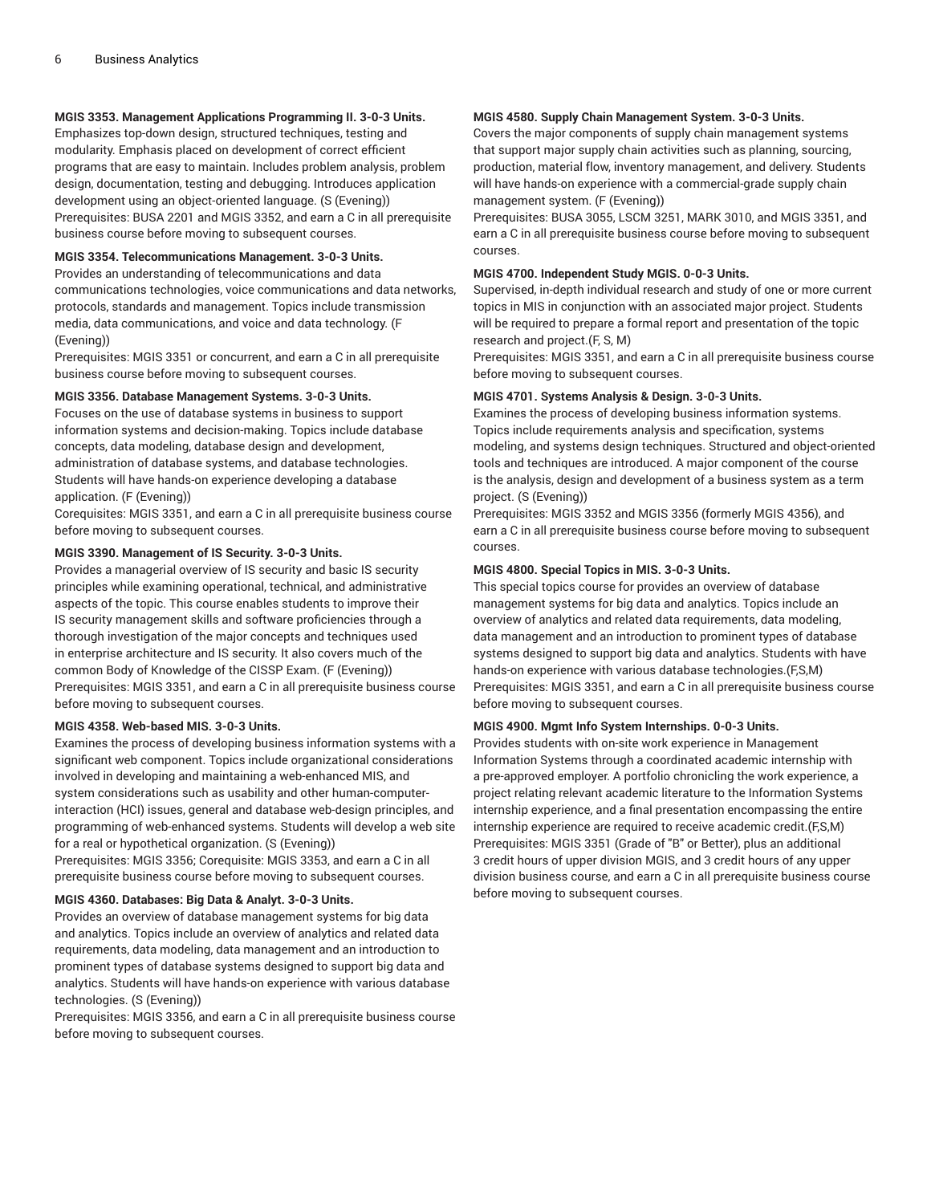**MGIS 3353. Management Applications Programming II. 3-0-3 Units.**
Emphasizes top-down design, structured techniques, testing and modularity. Emphasis placed on development of correct efficient programs that are easy to maintain. Includes problem analysis, problem design, documentation, testing and debugging. Introduces application development using an object-oriented language. (S (Evening))
Prerequisites: BUSA 2201 and MGIS 3352, and earn a C in all prerequisite business course before moving to subsequent courses.

**MGIS 3354. Telecommunications Management. 3-0-3 Units.**
Provides an understanding of telecommunications and data communications technologies, voice communications and data networks, protocols, standards and management. Topics include transmission media, data communications, and voice and data technology. (F (Evening))
Prerequisites: MGIS 3351 or concurrent, and earn a C in all prerequisite business course before moving to subsequent courses.

**MGIS 3356. Database Management Systems. 3-0-3 Units.**
Focuses on the use of database systems in business to support information systems and decision-making. Topics include database concepts, data modeling, database design and development, administration of database systems, and database technologies. Students will have hands-on experience developing a database application. (F (Evening))
Corequisites: MGIS 3351, and earn a C in all prerequisite business course before moving to subsequent courses.

**MGIS 3390. Management of IS Security. 3-0-3 Units.**
Provides a managerial overview of IS security and basic IS security principles while examining operational, technical, and administrative aspects of the topic. This course enables students to improve their IS security management skills and software proficiencies through a thorough investigation of the major concepts and techniques used in enterprise architecture and IS security. It also covers much of the common Body of Knowledge of the CISSP Exam. (F (Evening))
Prerequisites: MGIS 3351, and earn a C in all prerequisite business course before moving to subsequent courses.

**MGIS 4358. Web-based MIS. 3-0-3 Units.**
Examines the process of developing business information systems with a significant web component. Topics include organizational considerations involved in developing and maintaining a web-enhanced MIS, and system considerations such as usability and other human-computer-interaction (HCI) issues, general and database web-design principles, and programming of web-enhanced systems. Students will develop a web site for a real or hypothetical organization. (S (Evening))
Prerequisites: MGIS 3356; Corequisite: MGIS 3353, and earn a C in all prerequisite business course before moving to subsequent courses.

**MGIS 4360. Databases: Big Data & Analyt. 3-0-3 Units.**
Provides an overview of database management systems for big data and analytics. Topics include an overview of analytics and related data requirements, data modeling, data management and an introduction to prominent types of database systems designed to support big data and analytics. Students will have hands-on experience with various database technologies. (S (Evening))
Prerequisites: MGIS 3356, and earn a C in all prerequisite business course before moving to subsequent courses.

**MGIS 4580. Supply Chain Management System. 3-0-3 Units.**
Covers the major components of supply chain management systems that support major supply chain activities such as planning, sourcing, production, material flow, inventory management, and delivery. Students will have hands-on experience with a commercial-grade supply chain management system. (F (Evening))
Prerequisites: BUSA 3055, LSCM 3251, MARK 3010, and MGIS 3351, and earn a C in all prerequisite business course before moving to subsequent courses.

**MGIS 4700. Independent Study MGIS. 0-0-3 Units.**
Supervised, in-depth individual research and study of one or more current topics in MIS in conjunction with an associated major project. Students will be required to prepare a formal report and presentation of the topic research and project.(F, S, M)
Prerequisites: MGIS 3351, and earn a C in all prerequisite business course before moving to subsequent courses.

**MGIS 4701. Systems Analysis & Design. 3-0-3 Units.**
Examines the process of developing business information systems. Topics include requirements analysis and specification, systems modeling, and systems design techniques. Structured and object-oriented tools and techniques are introduced. A major component of the course is the analysis, design and development of a business system as a term project. (S (Evening))
Prerequisites: MGIS 3352 and MGIS 3356 (formerly MGIS 4356), and earn a C in all prerequisite business course before moving to subsequent courses.

**MGIS 4800. Special Topics in MIS. 3-0-3 Units.**
This special topics course for provides an overview of database management systems for big data and analytics. Topics include an overview of analytics and related data requirements, data modeling, data management and an introduction to prominent types of database systems designed to support big data and analytics. Students with have hands-on experience with various database technologies.(F,S,M)
Prerequisites: MGIS 3351, and earn a C in all prerequisite business course before moving to subsequent courses.

**MGIS 4900. Mgmt Info System Internships. 0-0-3 Units.**
Provides students with on-site work experience in Management Information Systems through a coordinated academic internship with a pre-approved employer. A portfolio chronicling the work experience, a project relating relevant academic literature to the Information Systems internship experience, and a final presentation encompassing the entire internship experience are required to receive academic credit.(F,S,M)
Prerequisites: MGIS 3351 (Grade of "B" or Better), plus an additional 3 credit hours of upper division MGIS, and 3 credit hours of any upper division business course, and earn a C in all prerequisite business course before moving to subsequent courses.